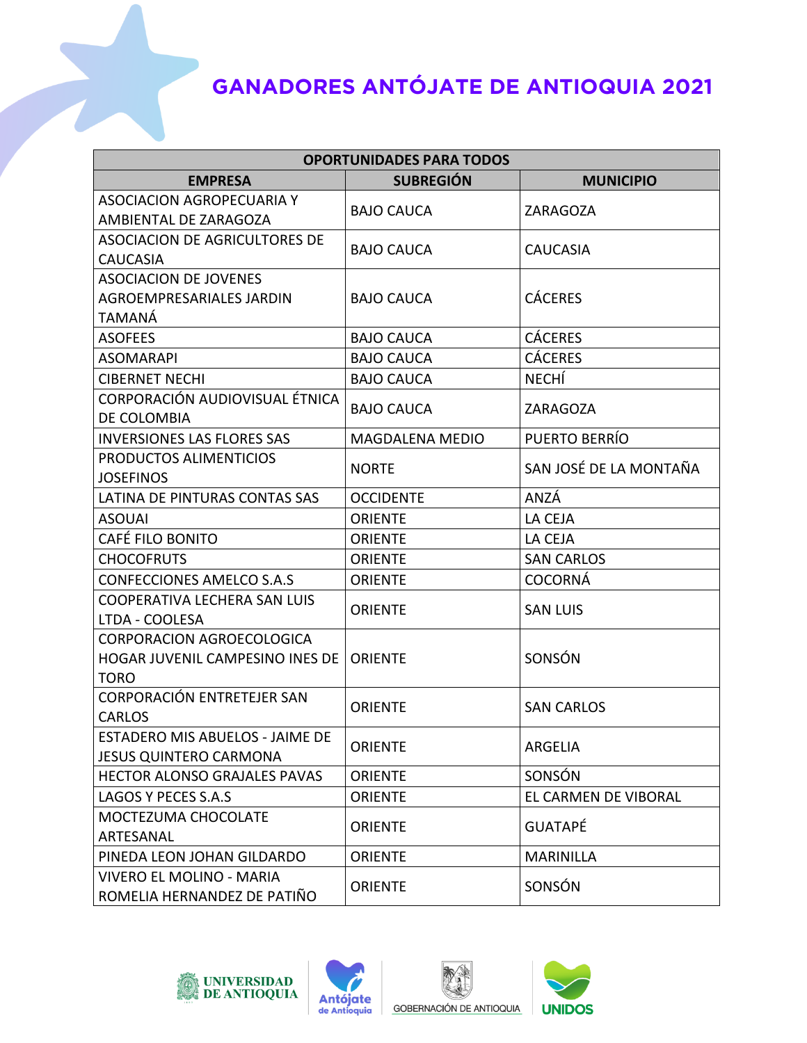# GANADORES ANTÓJATE DE ANTIOQUIA 2021

| OPORTUNIDADES PARA TODOS | | |
|---|---|---|
| **EMPRESA** | **SUBREGIÓN** | **MUNICIPIO** |
| ASOCIACION AGROPECUARIA Y AMBIENTAL DE ZARAGOZA | BAJO CAUCA | ZARAGOZA |
| ASOCIACION DE AGRICULTORES DE CAUCASIA | BAJO CAUCA | CAUCASIA |
| ASOCIACION DE JOVENES AGROEMPRESARIALES JARDIN TAMANÁ | BAJO CAUCA | CÁCERES |
| ASOFEES | BAJO CAUCA | CÁCERES |
| ASOMARAPI | BAJO CAUCA | CÁCERES |
| CIBERNET NECHI | BAJO CAUCA | NECHÍ |
| CORPORACIÓN AUDIOVISUAL ÉTNICA DE COLOMBIA | BAJO CAUCA | ZARAGOZA |
| INVERSIONES LAS FLORES SAS | MAGDALENA MEDIO | PUERTO BERRÍO |
| PRODUCTOS ALIMENTICIOS JOSEFINOS | NORTE | SAN JOSÉ DE LA MONTAÑA |
| LATINA DE PINTURAS CONTAS SAS | OCCIDENTE | ANZÁ |
| ASOUAI | ORIENTE | LA CEJA |
| CAFÉ FILO BONITO | ORIENTE | LA CEJA |
| CHOCOFRUTS | ORIENTE | SAN CARLOS |
| CONFECCIONES AMELCO S.A.S | ORIENTE | COCORNÁ |
| COOPERATIVA LECHERA SAN LUIS LTDA - COOLESA | ORIENTE | SAN LUIS |
| CORPORACION AGROECOLOGICA HOGAR JUVENIL CAMPESINO INES DE TORO | ORIENTE | SONSÓN |
| CORPORACIÓN ENTRETEJER SAN CARLOS | ORIENTE | SAN CARLOS |
| ESTADERO MIS ABUELOS - JAIME DE JESUS QUINTERO CARMONA | ORIENTE | ARGELIA |
| HECTOR ALONSO GRAJALES PAVAS | ORIENTE | SONSÓN |
| LAGOS Y PECES S.A.S | ORIENTE | EL CARMEN DE VIBORAL |
| MOCTEZUMA CHOCOLATE ARTESANAL | ORIENTE | GUATAPÉ |
| PINEDA LEON JOHAN GILDARDO | ORIENTE | MARINILLA |
| VIVERO EL MOLINO - MARIA ROMELIA HERNANDEZ DE PATIÑO | ORIENTE | SONSÓN |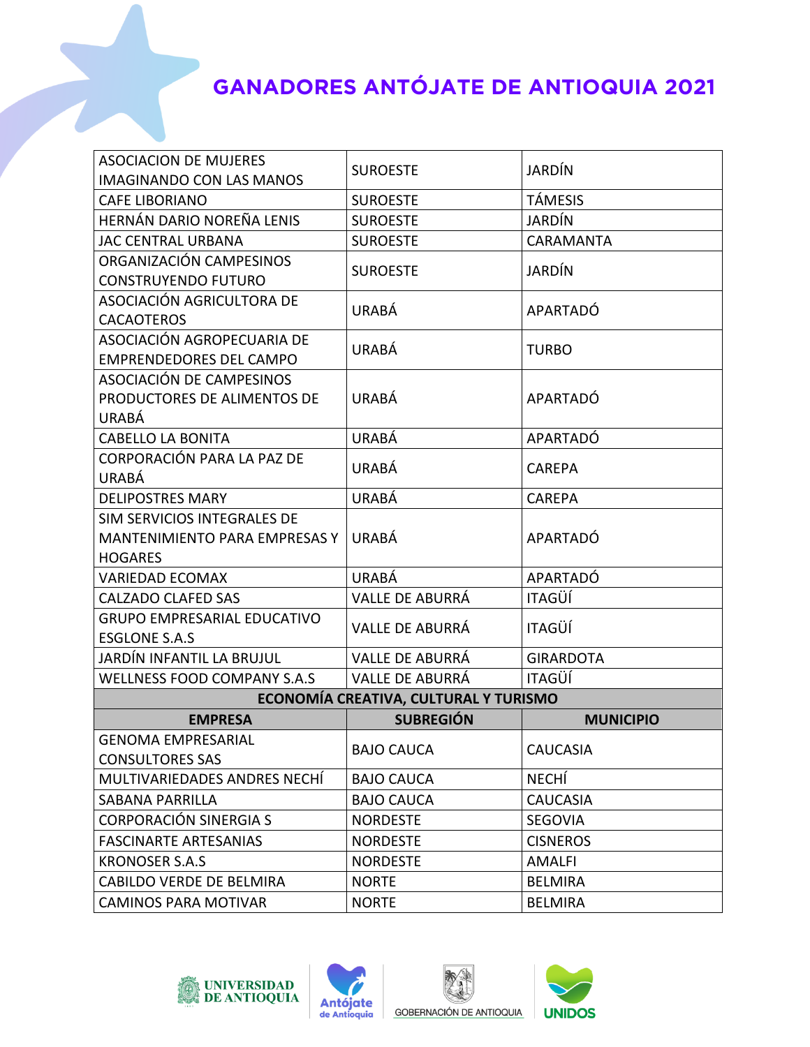# GANADORES ANTÓJATE DE ANTIOQUIA 2021

| | | |
|---|---|---|
| ASOCIACION DE MUJERES IMAGINANDO CON LAS MANOS | SUROESTE | JARDÍN |
| CAFE LIBORIANO | SUROESTE | TÁMESIS |
| HERNÁN DARIO NOREÑA LENIS | SUROESTE | JARDÍN |
| JAC CENTRAL URBANA | SUROESTE | CARAMANTA |
| ORGANIZACIÓN CAMPESINOS CONSTRUYENDO FUTURO | SUROESTE | JARDÍN |
| ASOCIACIÓN AGRICULTORA DE CACAOTEROS | URABÁ | APARTADÓ |
| ASOCIACIÓN AGROPECUARIA DE EMPRENDEDORES DEL CAMPO | URABÁ | TURBO |
| ASOCIACIÓN DE CAMPESINOS PRODUCTORES DE ALIMENTOS DE URABÁ | URABÁ | APARTADÓ |
| CABELLO LA BONITA | URABÁ | APARTADÓ |
| CORPORACIÓN PARA LA PAZ DE URABÁ | URABÁ | CAREPA |
| DELIPOSTRES MARY | URABÁ | CAREPA |
| SIM SERVICIOS INTEGRALES DE MANTENIMIENTO PARA EMPRESAS Y HOGARES | URABÁ | APARTADÓ |
| VARIEDAD ECOMAX | URABÁ | APARTADÓ |
| CALZADO CLAFED SAS | VALLE DE ABURRÁ | ITAGÜÍ |
| GRUPO EMPRESARIAL EDUCATIVO ESGLONE S.A.S | VALLE DE ABURRÁ | ITAGÜÍ |
| JARDÍN INFANTIL LA BRUJUL | VALLE DE ABURRÁ | GIRARDOTA |
| WELLNESS FOOD COMPANY S.A.S | VALLE DE ABURRÁ | ITAGÜÍ |

**ECONOMÍA CREATIVA, CULTURAL Y TURISMO**

| EMPRESA | SUBREGIÓN | MUNICIPIO |
|---|---|---|
| GENOMA EMPRESARIAL CONSULTORES SAS | BAJO CAUCA | CAUCASIA |
| MULTIVARIEDADES ANDRES NECHÍ | BAJO CAUCA | NECHÍ |
| SABANA PARRILLA | BAJO CAUCA | CAUCASIA |
| CORPORACIÓN SINERGIA S | NORDESTE | SEGOVIA |
| FASCINARTE ARTESANIAS | NORDESTE | CISNEROS |
| KRONOSER S.A.S | NORDESTE | AMALFI |
| CABILDO VERDE DE BELMIRA | NORTE | BELMIRA |
| CAMINOS PARA MOTIVAR | NORTE | BELMIRA |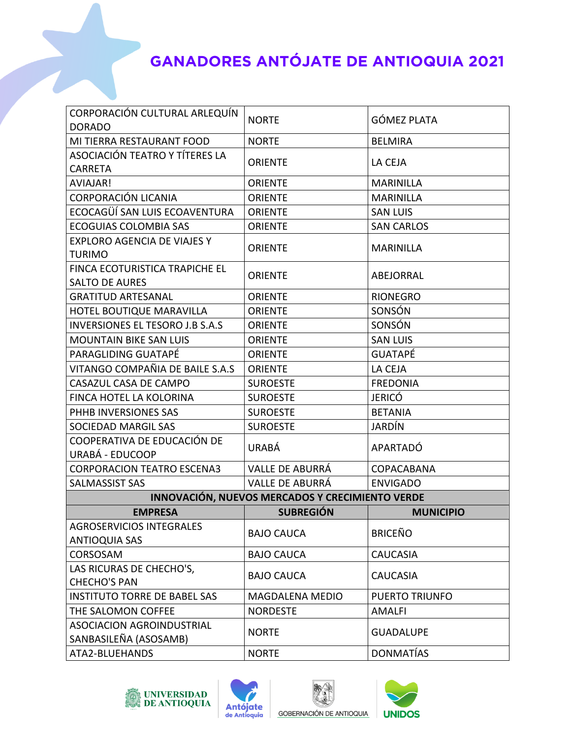# GANADORES ANTÓJATE DE ANTIOQUIA 2021

| | | |
|---|---|---|
| CORPORACIÓN CULTURAL ARLEQUÍN DORADO | NORTE | GÓMEZ PLATA |
| MI TIERRA RESTAURANT FOOD | NORTE | BELMIRA |
| ASOCIACIÓN TEATRO Y TÍTERES LA CARRETA | ORIENTE | LA CEJA |
| AVIAJAR! | ORIENTE | MARINILLA |
| CORPORACIÓN LICANIA | ORIENTE | MARINILLA |
| ECOCAGÜÍ SAN LUIS ECOAVENTURA | ORIENTE | SAN LUIS |
| ECOGUIAS COLOMBIA SAS | ORIENTE | SAN CARLOS |
| EXPLORO AGENCIA DE VIAJES Y TURIMO | ORIENTE | MARINILLA |
| FINCA ECOTURISTICA TRAPICHE EL SALTO DE AURES | ORIENTE | ABEJORRAL |
| GRATITUD ARTESANAL | ORIENTE | RIONEGRO |
| HOTEL BOUTIQUE MARAVILLA | ORIENTE | SONSÓN |
| INVERSIONES EL TESORO J.B S.A.S | ORIENTE | SONSÓN |
| MOUNTAIN BIKE SAN LUIS | ORIENTE | SAN LUIS |
| PARAGLIDING GUATAPÉ | ORIENTE | GUATAPÉ |
| VITANGO COMPAÑIA DE BAILE S.A.S | ORIENTE | LA CEJA |
| CASAZUL CASA DE CAMPO | SUROESTE | FREDONIA |
| FINCA HOTEL LA KOLORINA | SUROESTE | JERICÓ |
| PHHB INVERSIONES SAS | SUROESTE | BETANIA |
| SOCIEDAD MARGIL SAS | SUROESTE | JARDÍN |
| COOPERATIVA DE EDUCACIÓN DE URABÁ - EDUCOOP | URABÁ | APARTADÓ |
| CORPORACION TEATRO ESCENA3 | VALLE DE ABURRÁ | COPACABANA |
| SALMASSIST SAS | VALLE DE ABURRÁ | ENVIGADO |

**INNOVACIÓN, NUEVOS MERCADOS Y CRECIMIENTO VERDE**

| EMPRESA | SUBREGIÓN | MUNICIPIO |
|---|---|---|
| AGROSERVICIOS INTEGRALES ANTIOQUIA SAS | BAJO CAUCA | BRICEÑO |
| CORSOSAM | BAJO CAUCA | CAUCASIA |
| LAS RICURAS DE CHECHO'S, CHECHO'S PAN | BAJO CAUCA | CAUCASIA |
| INSTITUTO TORRE DE BABEL SAS | MAGDALENA MEDIO | PUERTO TRIUNFO |
| THE SALOMON COFFEE | NORDESTE | AMALFI |
| ASOCIACION AGROINDUSTRIAL SANBASILEÑA (ASOSAMB) | NORTE | GUADALUPE |
| ATA2-BLUEHANDS | NORTE | DONMATÍAS |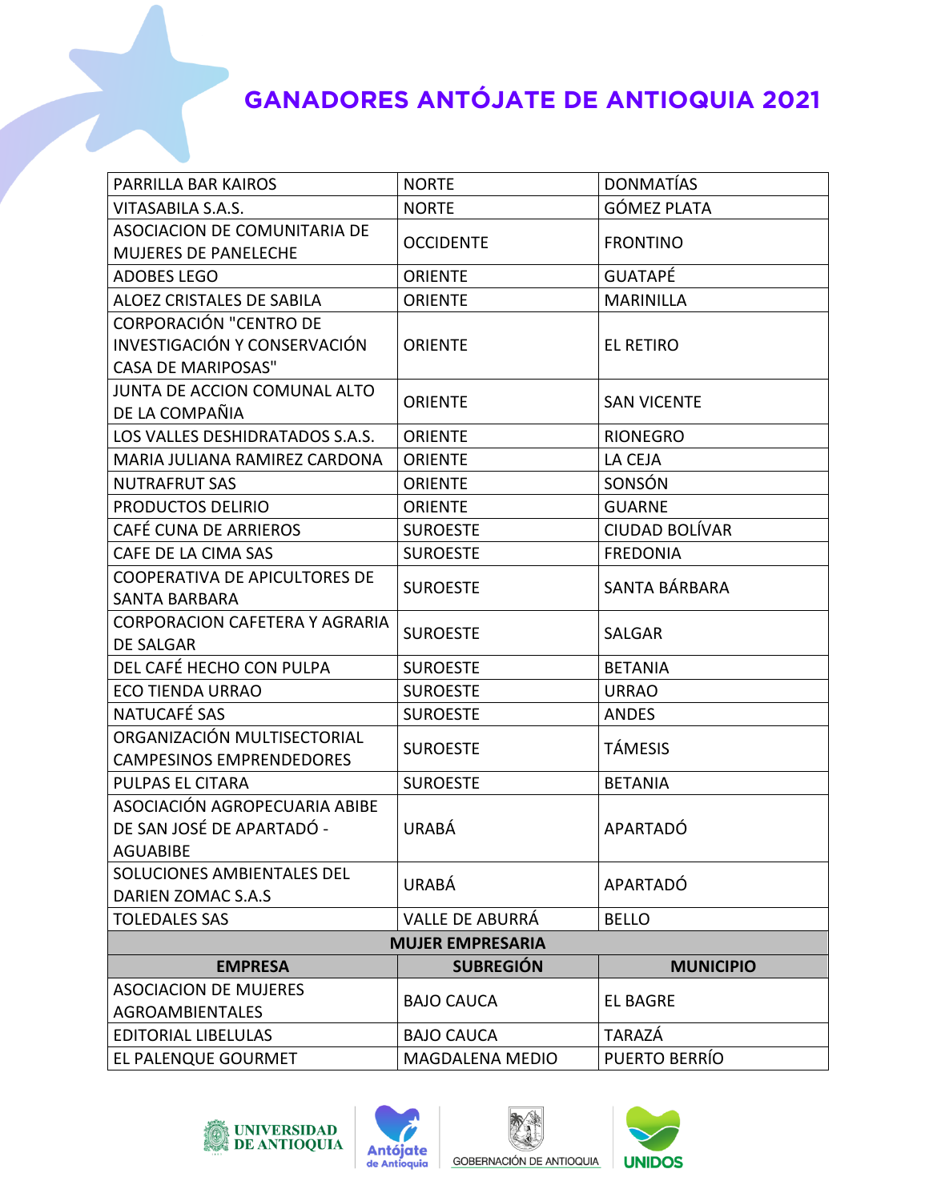# GANADORES ANTÓJATE DE ANTIOQUIA 2021

| | | |
|---|---|---|
| PARRILLA BAR KAIROS | NORTE | DONMATÍAS |
| VITASABILA S.A.S. | NORTE | GÓMEZ PLATA |
| ASOCIACION DE COMUNITARIA DE MUJERES DE PANELECHE | OCCIDENTE | FRONTINO |
| ADOBES LEGO | ORIENTE | GUATAPÉ |
| ALOEZ CRISTALES DE SABILA | ORIENTE | MARINILLA |
| CORPORACIÓN "CENTRO DE INVESTIGACIÓN Y CONSERVACIÓN CASA DE MARIPOSAS" | ORIENTE | EL RETIRO |
| JUNTA DE ACCION COMUNAL ALTO DE LA COMPAÑIA | ORIENTE | SAN VICENTE |
| LOS VALLES DESHIDRATADOS S.A.S. | ORIENTE | RIONEGRO |
| MARIA JULIANA RAMIREZ CARDONA | ORIENTE | LA CEJA |
| NUTRAFRUT SAS | ORIENTE | SONSÓN |
| PRODUCTOS DELIRIO | ORIENTE | GUARNE |
| CAFÉ CUNA DE ARRIEROS | SUROESTE | CIUDAD BOLÍVAR |
| CAFE DE LA CIMA SAS | SUROESTE | FREDONIA |
| COOPERATIVA DE APICULTORES DE SANTA BARBARA | SUROESTE | SANTA BÁRBARA |
| CORPORACION CAFETERA Y AGRARIA DE SALGAR | SUROESTE | SALGAR |
| DEL CAFÉ HECHO CON PULPA | SUROESTE | BETANIA |
| ECO TIENDA URRAO | SUROESTE | URRAO |
| NATUCAFÉ SAS | SUROESTE | ANDES |
| ORGANIZACIÓN MULTISECTORIAL CAMPESINOS EMPRENDEDORES | SUROESTE | TÁMESIS |
| PULPAS EL CITARA | SUROESTE | BETANIA |
| ASOCIACIÓN AGROPECUARIA ABIBE DE SAN JOSÉ DE APARTADÓ - AGUABIBE | URABÁ | APARTADÓ |
| SOLUCIONES AMBIENTALES DEL DARIEN ZOMAC S.A.S | URABÁ | APARTADÓ |
| TOLEDALES SAS | VALLE DE ABURRÁ | BELLO |

| MUJER EMPRESARIA | | |
|---|---|---|
| **EMPRESA** | **SUBREGIÓN** | **MUNICIPIO** |
| ASOCIACION DE MUJERES AGROAMBIENTALES | BAJO CAUCA | EL BAGRE |
| EDITORIAL LIBELULAS | BAJO CAUCA | TARAZÁ |
| EL PALENQUE GOURMET | MAGDALENA MEDIO | PUERTO BERRÍO |

UNIVERSIDAD DE ANTIOQUIA | Antójate de Antioquia | GOBERNACIÓN DE ANTIOQUIA | UNIDOS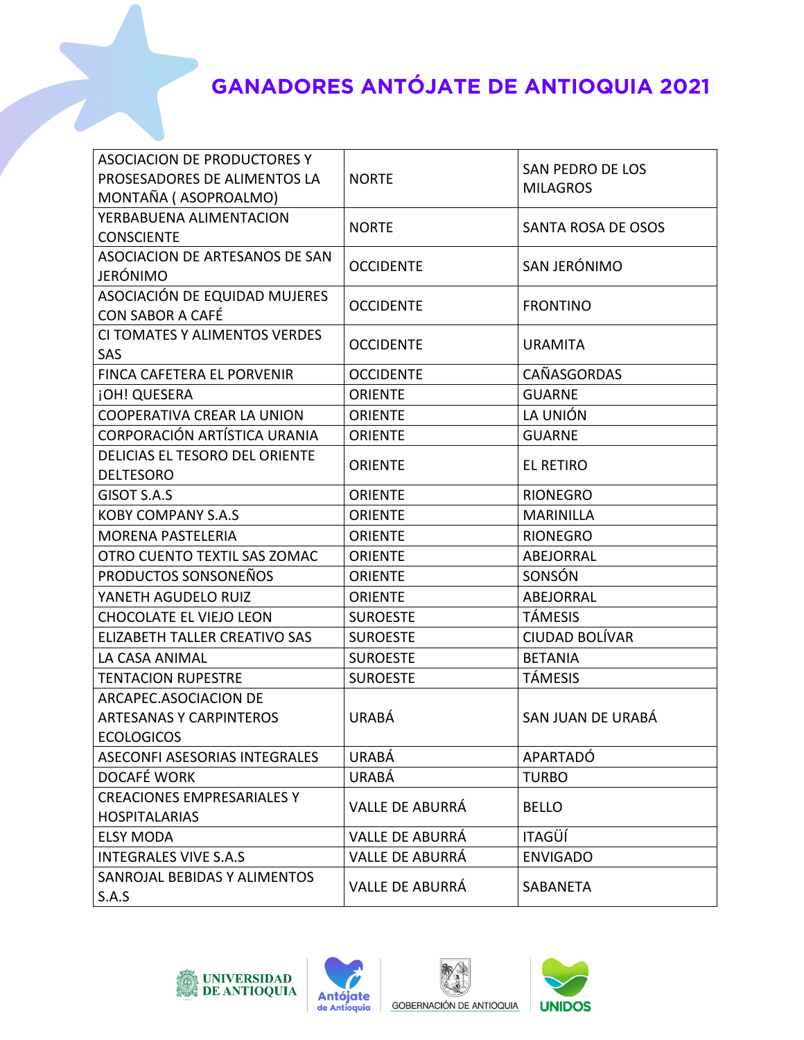# GANADORES ANTÓJATE DE ANTIOQUIA 2021

| | | |
|---|---|---|
| ASOCIACION DE PRODUCTORES Y PROSESADORES DE ALIMENTOS LA MONTAÑA ( ASOPROALMO) | NORTE | SAN PEDRO DE LOS MILAGROS |
| YERBABUENA ALIMENTACION CONSCIENTE | NORTE | SANTA ROSA DE OSOS |
| ASOCIACION DE ARTESANOS DE SAN JERÓNIMO | OCCIDENTE | SAN JERÓNIMO |
| ASOCIACIÓN DE EQUIDAD MUJERES CON SABOR A CAFÉ | OCCIDENTE | FRONTINO |
| CI TOMATES Y ALIMENTOS VERDES SAS | OCCIDENTE | URAMITA |
| FINCA CAFETERA EL PORVENIR | OCCIDENTE | CAÑASGORDAS |
| ¡OH! QUESERA | ORIENTE | GUARNE |
| COOPERATIVA CREAR LA UNION | ORIENTE | LA UNIÓN |
| CORPORACIÓN ARTÍSTICA URANIA | ORIENTE | GUARNE |
| DELICIAS EL TESORO DEL ORIENTE DELTESORO | ORIENTE | EL RETIRO |
| GISOT S.A.S | ORIENTE | RIONEGRO |
| KOBY COMPANY S.A.S | ORIENTE | MARINILLA |
| MORENA PASTELERIA | ORIENTE | RIONEGRO |
| OTRO CUENTO TEXTIL SAS ZOMAC | ORIENTE | ABEJORRAL |
| PRODUCTOS SONSONEÑOS | ORIENTE | SONSÓN |
| YANETH AGUDELO RUIZ | ORIENTE | ABEJORRAL |
| CHOCOLATE EL VIEJO LEON | SUROESTE | TÁMESIS |
| ELIZABETH TALLER CREATIVO SAS | SUROESTE | CIUDAD BOLÍVAR |
| LA CASA ANIMAL | SUROESTE | BETANIA |
| TENTACION RUPESTRE | SUROESTE | TÁMESIS |
| ARCAPEC.ASOCIACION DE ARTESANAS Y CARPINTEROS ECOLOGICOS | URABÁ | SAN JUAN DE URABÁ |
| ASECONFI ASESORIAS INTEGRALES | URABÁ | APARTADÓ |
| DOCAFÉ WORK | URABÁ | TURBO |
| CREACIONES EMPRESARIALES Y HOSPITALARIAS | VALLE DE ABURRÁ | BELLO |
| ELSY MODA | VALLE DE ABURRÁ | ITAGÜÍ |
| INTEGRALES VIVE S.A.S | VALLE DE ABURRÁ | ENVIGADO |
| SANROJAL BEBIDAS Y ALIMENTOS S.A.S | VALLE DE ABURRÁ | SABANETA |

UNIVERSIDAD DE ANTIOQUIA

Antójate de Antioquia

GOBERNACIÓN DE ANTIOQUIA

UNIDOS